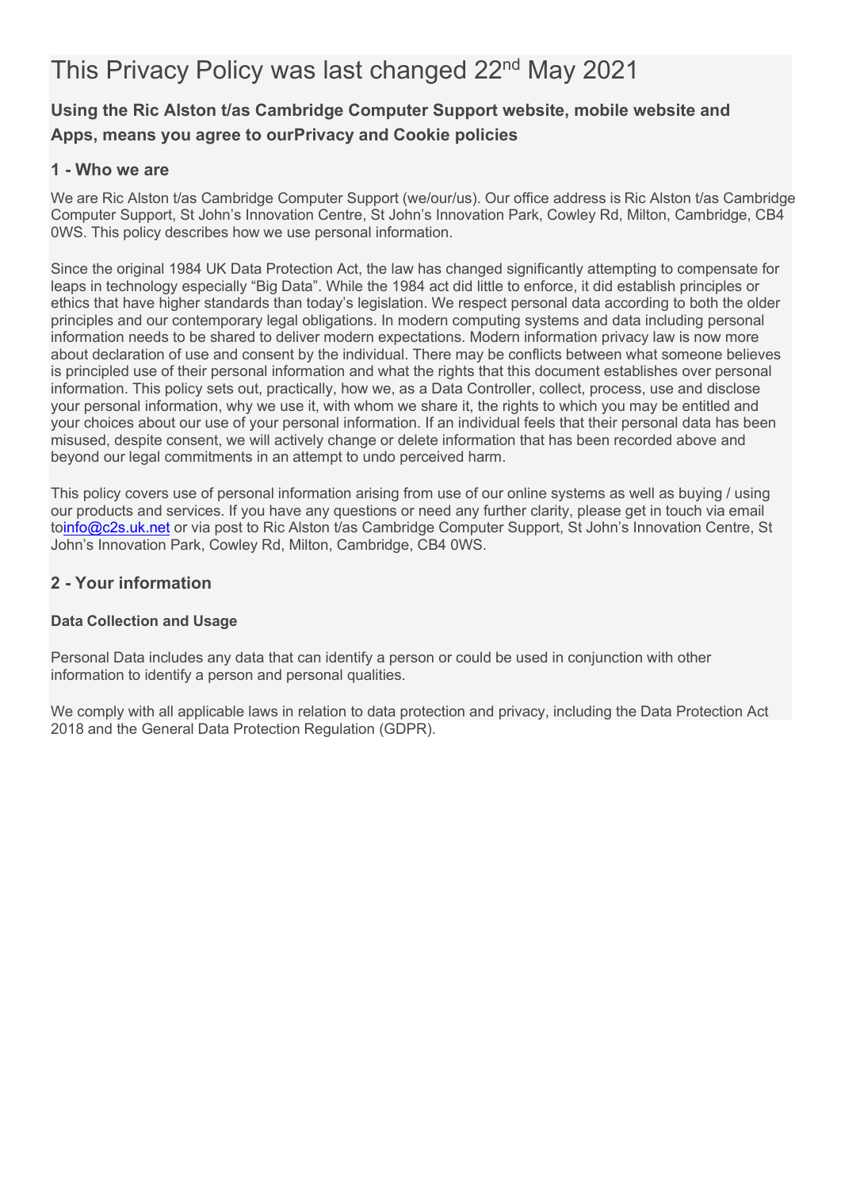# This Privacy Policy was last changed 22nd May 2021

### Using the Ric Alston t/as Cambridge Computer Support website, mobile website and Apps, means you agree to ourPrivacy and Cookie policies

### 1 - Who we are

We are Ric Alston t/as Cambridge Computer Support (we/our/us). Our office address is Ric Alston t/as Cambridge Computer Support, St John's Innovation Centre, St John's Innovation Park, Cowley Rd, Milton, Cambridge, CB4 0WS. This policy describes how we use personal information.

Since the original 1984 UK Data Protection Act, the law has changed significantly attempting to compensate for leaps in technology especially "Big Data". While the 1984 act did little to enforce, it did establish principles or ethics that have higher standards than today's legislation. We respect personal data according to both the older principles and our contemporary legal obligations. In modern computing systems and data including personal information needs to be shared to deliver modern expectations. Modern information privacy law is now more about declaration of use and consent by the individual. There may be conflicts between what someone believes is principled use of their personal information and what the rights that this document establishes over personal information. This policy sets out, practically, how we, as a Data Controller, collect, process, use and disclose your personal information, why we use it, with whom we share it, the rights to which you may be entitled and your choices about our use of your personal information. If an individual feels that their personal data has been misused, despite consent, we will actively change or delete information that has been recorded above and beyond our legal commitments in an attempt to undo perceived harm.

This policy covers use of personal information arising from use of our online systems as well as buying / using our products and services. If you have any questions or need any further clarity, please get in touch via email toinfo@c2s.uk.net or via post to Ric Alston t/as Cambridge Computer Support, St John's Innovation Centre, St John's Innovation Park, Cowley Rd, Milton, Cambridge, CB4 0WS.

## 2 - Your information

#### Data Collection and Usage

Personal Data includes any data that can identify a person or could be used in conjunction with other information to identify a person and personal qualities.

We comply with all applicable laws in relation to data protection and privacy, including the Data Protection Act 2018 and the General Data Protection Regulation (GDPR).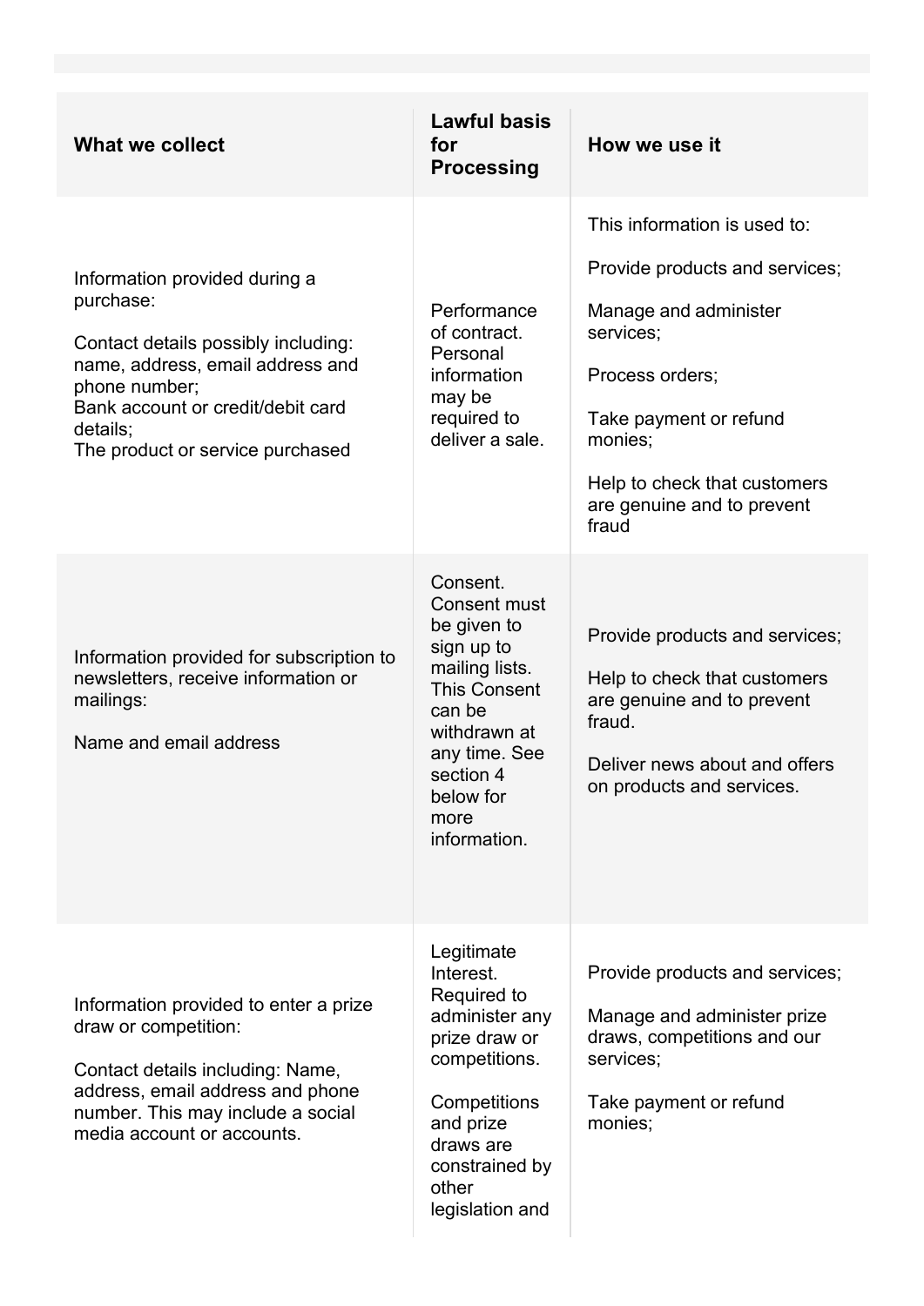| What we collect | Lawful basis for Processing | How we use it |
| --- | --- | --- |
| Information provided during a purchase:<br><br>Contact details possibly including: name, address, email address and phone number;<br>Bank account or credit/debit card details;<br>The product or service purchased | Performance of contract. Personal information may be required to deliver a sale. | This information is used to:<br><br>Provide products and services;<br><br>Manage and administer services;<br><br>Process orders;<br><br>Take payment or refund monies;<br><br>Help to check that customers are genuine and to prevent fraud |
| Information provided for subscription to newsletters, receive information or mailings:<br><br>Name and email address | Consent. Consent must be given to sign up to mailing lists. This Consent can be withdrawn at any time. See section 4 below for more information. | Provide products and services;<br><br>Help to check that customers are genuine and to prevent fraud.<br><br>Deliver news about and offers on products and services. |
| Information provided to enter a prize draw or competition:<br><br>Contact details including: Name, address, email address and phone number. This may include a social media account or accounts. | Legitimate Interest. Required to administer any prize draw or competitions.<br><br>Competitions and prize draws are constrained by other legislation and | Provide products and services;<br><br>Manage and administer prize draws, competitions and our services;<br><br>Take payment or refund monies; |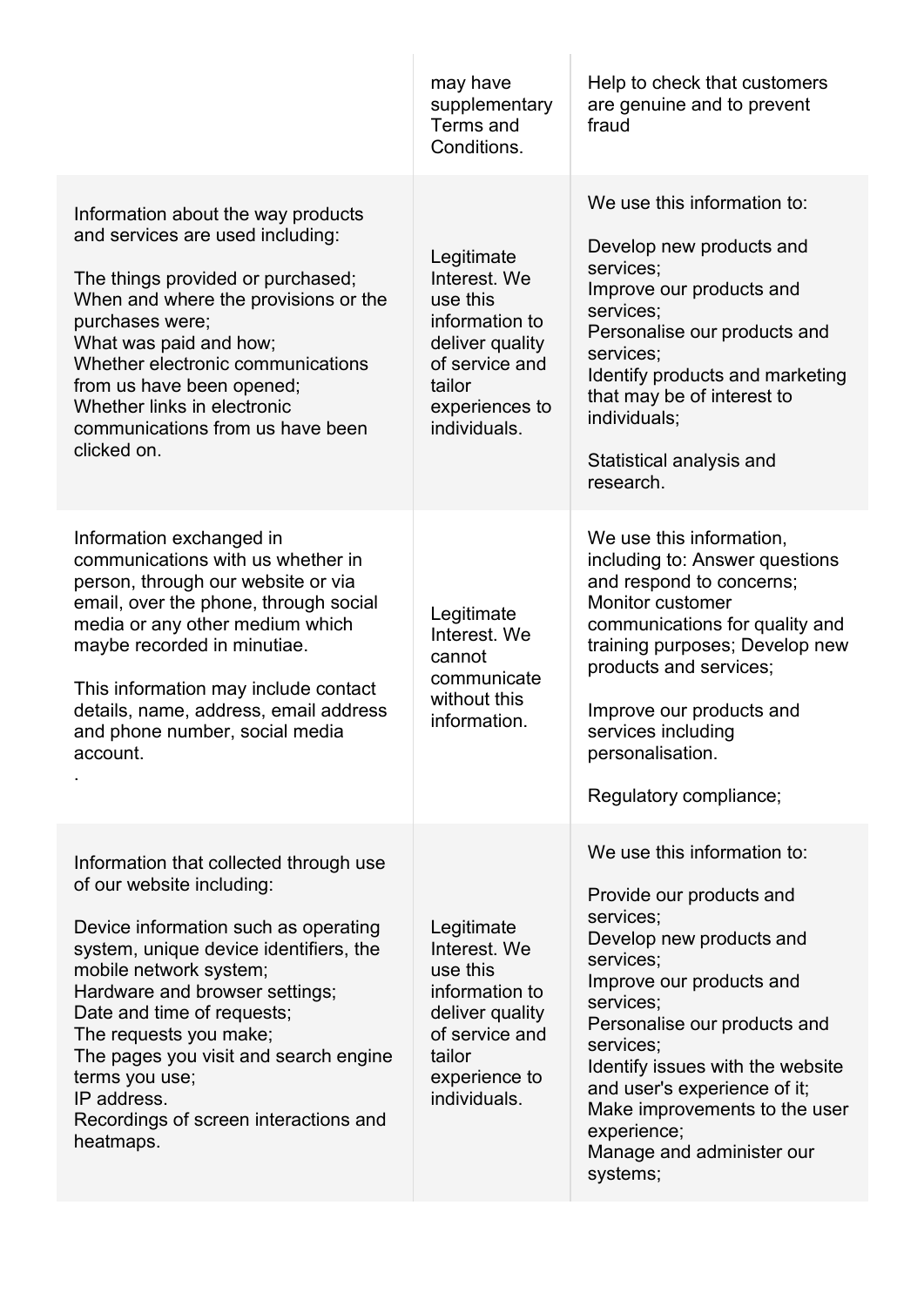| | | |
|---|---|---|
| | may have supplementary Terms and Conditions. | Help to check that customers are genuine and to prevent fraud |
| Information about the way products and services are used including:<br><br>The things provided or purchased;<br>When and where the provisions or the purchases were;<br>What was paid and how;<br>Whether electronic communications from us have been opened;<br>Whether links in electronic communications from us have been clicked on. | Legitimate Interest. We use this information to deliver quality of service and tailor experiences to individuals. | We use this information to:<br><br>Develop new products and services;<br>Improve our products and services;<br>Personalise our products and services;<br>Identify products and marketing that may be of interest to individuals;<br><br>Statistical analysis and research. |
| Information exchanged in communications with us whether in person, through our website or via email, over the phone, through social media or any other medium which maybe recorded in minutiae.<br><br>This information may include contact details, name, address, email address and phone number, social media account.<br>. | Legitimate Interest. We cannot communicate without this information. | We use this information, including to: Answer questions and respond to concerns; Monitor customer communications for quality and training purposes; Develop new products and services;<br><br>Improve our products and services including personalisation.<br><br>Regulatory compliance; |
| Information that collected through use of our website including:<br><br>Device information such as operating system, unique device identifiers, the mobile network system;<br>Hardware and browser settings;<br>Date and time of requests;<br>The requests you make;<br>The pages you visit and search engine terms you use;<br>IP address.<br>Recordings of screen interactions and heatmaps. | Legitimate Interest. We use this information to deliver quality of service and tailor experience to individuals. | We use this information to:<br><br>Provide our products and services;<br>Develop new products and services;<br>Improve our products and services;<br>Personalise our products and services;<br>Identify issues with the website and user's experience of it;<br>Make improvements to the user experience;<br>Manage and administer our systems; |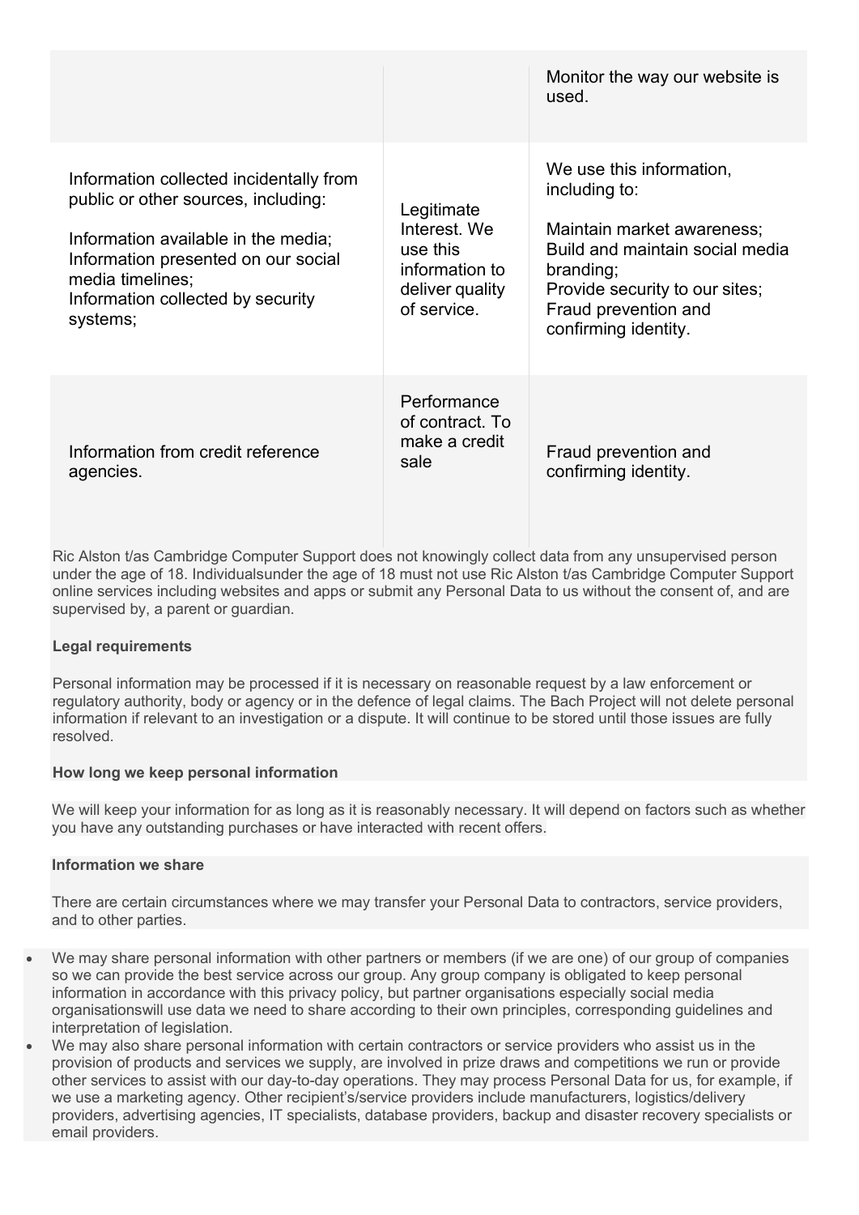| | | |
|---|---|---|
| | | Monitor the way our website is used. |
| Information collected incidentally from public or other sources, including:<br><br>Information available in the media;<br>Information presented on our social media timelines;<br>Information collected by security systems; | Legitimate Interest. We use this information to deliver quality of service. | We use this information, including to:<br><br>Maintain market awareness;<br>Build and maintain social media branding;<br>Provide security to our sites;<br>Fraud prevention and confirming identity. |
| Information from credit reference agencies. | Performance of contract. To make a credit sale | Fraud prevention and confirming identity. |

Ric Alston t/as Cambridge Computer Support does not knowingly collect data from any unsupervised person under the age of 18. Individualsunder the age of 18 must not use Ric Alston t/as Cambridge Computer Support online services including websites and apps or submit any Personal Data to us without the consent of, and are supervised by, a parent or guardian.

**Legal requirements**

Personal information may be processed if it is necessary on reasonable request by a law enforcement or regulatory authority, body or agency or in the defence of legal claims. The Bach Project will not delete personal information if relevant to an investigation or a dispute. It will continue to be stored until those issues are fully resolved.

**How long we keep personal information**

We will keep your information for as long as it is reasonably necessary. It will depend on factors such as whether you have any outstanding purchases or have interacted with recent offers.

**Information we share**

There are certain circumstances where we may transfer your Personal Data to contractors, service providers, and to other parties.

- We may share personal information with other partners or members (if we are one) of our group of companies so we can provide the best service across our group. Any group company is obligated to keep personal information in accordance with this privacy policy, but partner organisations especially social media organisationswill use data we need to share according to their own principles, corresponding guidelines and interpretation of legislation.
- We may also share personal information with certain contractors or service providers who assist us in the provision of products and services we supply, are involved in prize draws and competitions we run or provide other services to assist with our day-to-day operations. They may process Personal Data for us, for example, if we use a marketing agency. Other recipient's/service providers include manufacturers, logistics/delivery providers, advertising agencies, IT specialists, database providers, backup and disaster recovery specialists or email providers.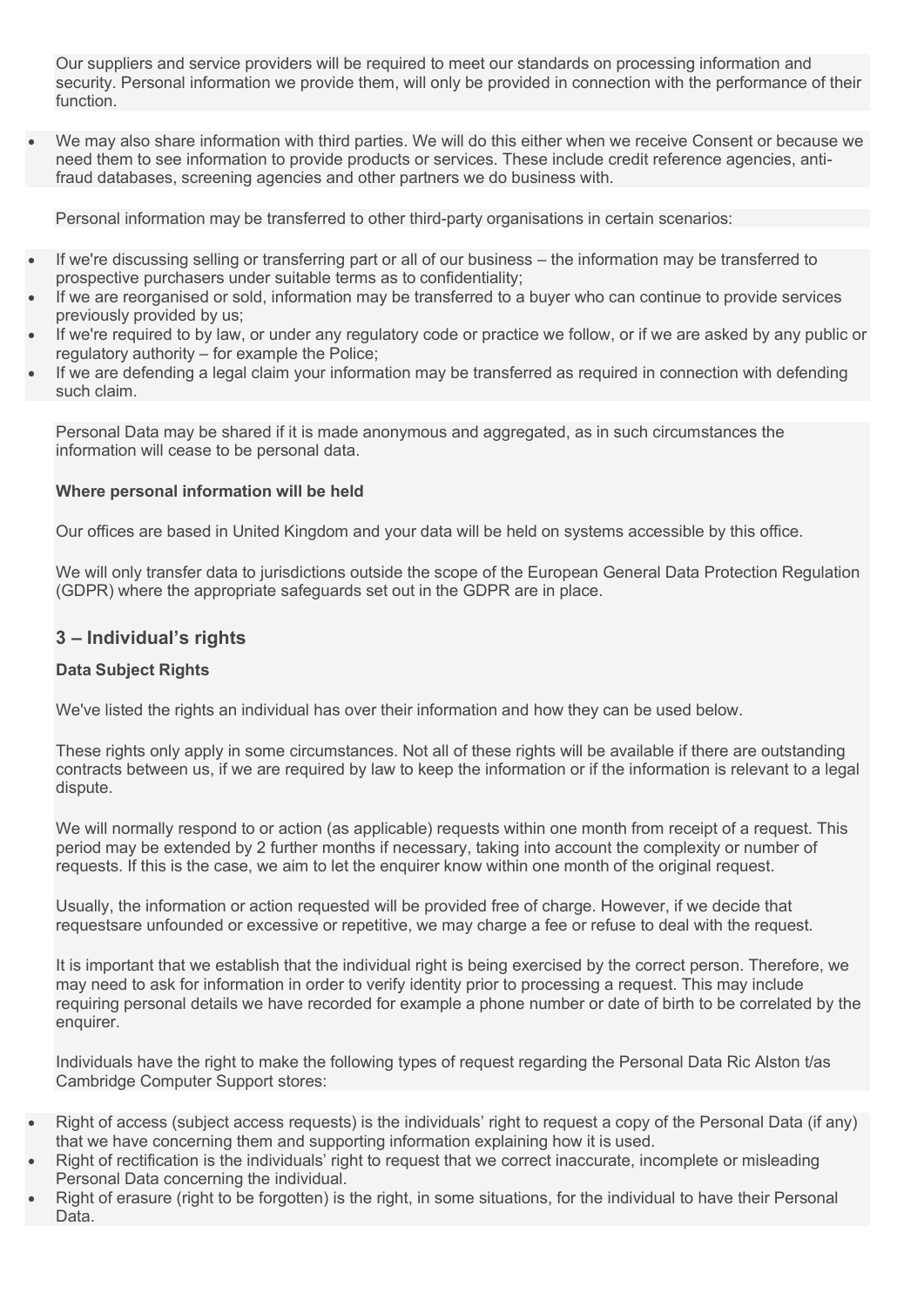Our suppliers and service providers will be required to meet our standards on processing information and security. Personal information we provide them, will only be provided in connection with the performance of their function.

- We may also share information with third parties. We will do this either when we receive Consent or because we need them to see information to provide products or services. These include credit reference agencies, anti-fraud databases, screening agencies and other partners we do business with.

Personal information may be transferred to other third-party organisations in certain scenarios:

- If we're discussing selling or transferring part or all of our business – the information may be transferred to prospective purchasers under suitable terms as to confidentiality;
- If we are reorganised or sold, information may be transferred to a buyer who can continue to provide services previously provided by us;
- If we're required to by law, or under any regulatory code or practice we follow, or if we are asked by any public or regulatory authority – for example the Police;
- If we are defending a legal claim your information may be transferred as required in connection with defending such claim.

Personal Data may be shared if it is made anonymous and aggregated, as in such circumstances the information will cease to be personal data.

**Where personal information will be held**

Our offices are based in United Kingdom and your data will be held on systems accessible by this office.

We will only transfer data to jurisdictions outside the scope of the European General Data Protection Regulation (GDPR) where the appropriate safeguards set out in the GDPR are in place.

## 3 – Individual's rights

**Data Subject Rights**

We've listed the rights an individual has over their information and how they can be used below.

These rights only apply in some circumstances. Not all of these rights will be available if there are outstanding contracts between us, if we are required by law to keep the information or if the information is relevant to a legal dispute.

We will normally respond to or action (as applicable) requests within one month from receipt of a request. This period may be extended by 2 further months if necessary, taking into account the complexity or number of requests. If this is the case, we aim to let the enquirer know within one month of the original request.

Usually, the information or action requested will be provided free of charge. However, if we decide that requestsare unfounded or excessive or repetitive, we may charge a fee or refuse to deal with the request.

It is important that we establish that the individual right is being exercised by the correct person. Therefore, we may need to ask for information in order to verify identity prior to processing a request. This may include requiring personal details we have recorded for example a phone number or date of birth to be correlated by the enquirer.

Individuals have the right to make the following types of request regarding the Personal Data Ric Alston t/as Cambridge Computer Support stores:

- Right of access (subject access requests) is the individuals' right to request a copy of the Personal Data (if any) that we have concerning them and supporting information explaining how it is used.
- Right of rectification is the individuals' right to request that we correct inaccurate, incomplete or misleading Personal Data concerning the individual.
- Right of erasure (right to be forgotten) is the right, in some situations, for the individual to have their Personal Data.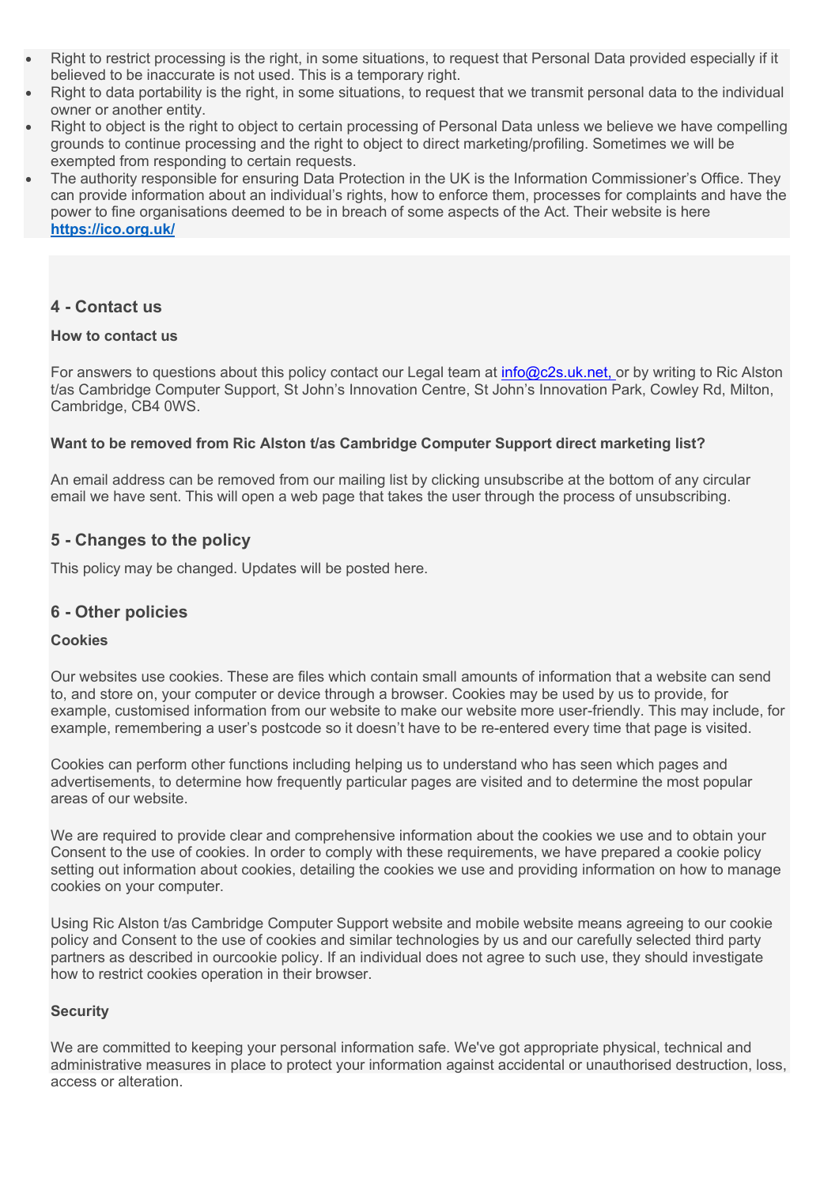- Right to restrict processing is the right, in some situations, to request that Personal Data provided especially if it believed to be inaccurate is not used. This is a temporary right.
- Right to data portability is the right, in some situations, to request that we transmit personal data to the individual owner or another entity.
- Right to object is the right to object to certain processing of Personal Data unless we believe we have compelling grounds to continue processing and the right to object to direct marketing/profiling. Sometimes we will be exempted from responding to certain requests.
- The authority responsible for ensuring Data Protection in the UK is the Information Commissioner's Office. They can provide information about an individual's rights, how to enforce them, processes for complaints and have the power to fine organisations deemed to be in breach of some aspects of the Act. Their website is here **https://ico.org.uk/**

## 4 - Contact us

**How to contact us**

For answers to questions about this policy contact our Legal team at info@c2s.uk.net, or by writing to Ric Alston t/as Cambridge Computer Support, St John's Innovation Centre, St John's Innovation Park, Cowley Rd, Milton, Cambridge, CB4 0WS.

**Want to be removed from Ric Alston t/as Cambridge Computer Support direct marketing list?**

An email address can be removed from our mailing list by clicking unsubscribe at the bottom of any circular email we have sent. This will open a web page that takes the user through the process of unsubscribing.

## 5 - Changes to the policy

This policy may be changed. Updates will be posted here.

## 6 - Other policies

**Cookies**

Our websites use cookies. These are files which contain small amounts of information that a website can send to, and store on, your computer or device through a browser. Cookies may be used by us to provide, for example, customised information from our website to make our website more user-friendly. This may include, for example, remembering a user's postcode so it doesn't have to be re-entered every time that page is visited.

Cookies can perform other functions including helping us to understand who has seen which pages and advertisements, to determine how frequently particular pages are visited and to determine the most popular areas of our website.

We are required to provide clear and comprehensive information about the cookies we use and to obtain your Consent to the use of cookies. In order to comply with these requirements, we have prepared a cookie policy setting out information about cookies, detailing the cookies we use and providing information on how to manage cookies on your computer.

Using Ric Alston t/as Cambridge Computer Support website and mobile website means agreeing to our cookie policy and Consent to the use of cookies and similar technologies by us and our carefully selected third party partners as described in ourcookie policy. If an individual does not agree to such use, they should investigate how to restrict cookies operation in their browser.

**Security**

We are committed to keeping your personal information safe. We've got appropriate physical, technical and administrative measures in place to protect your information against accidental or unauthorised destruction, loss, access or alteration.